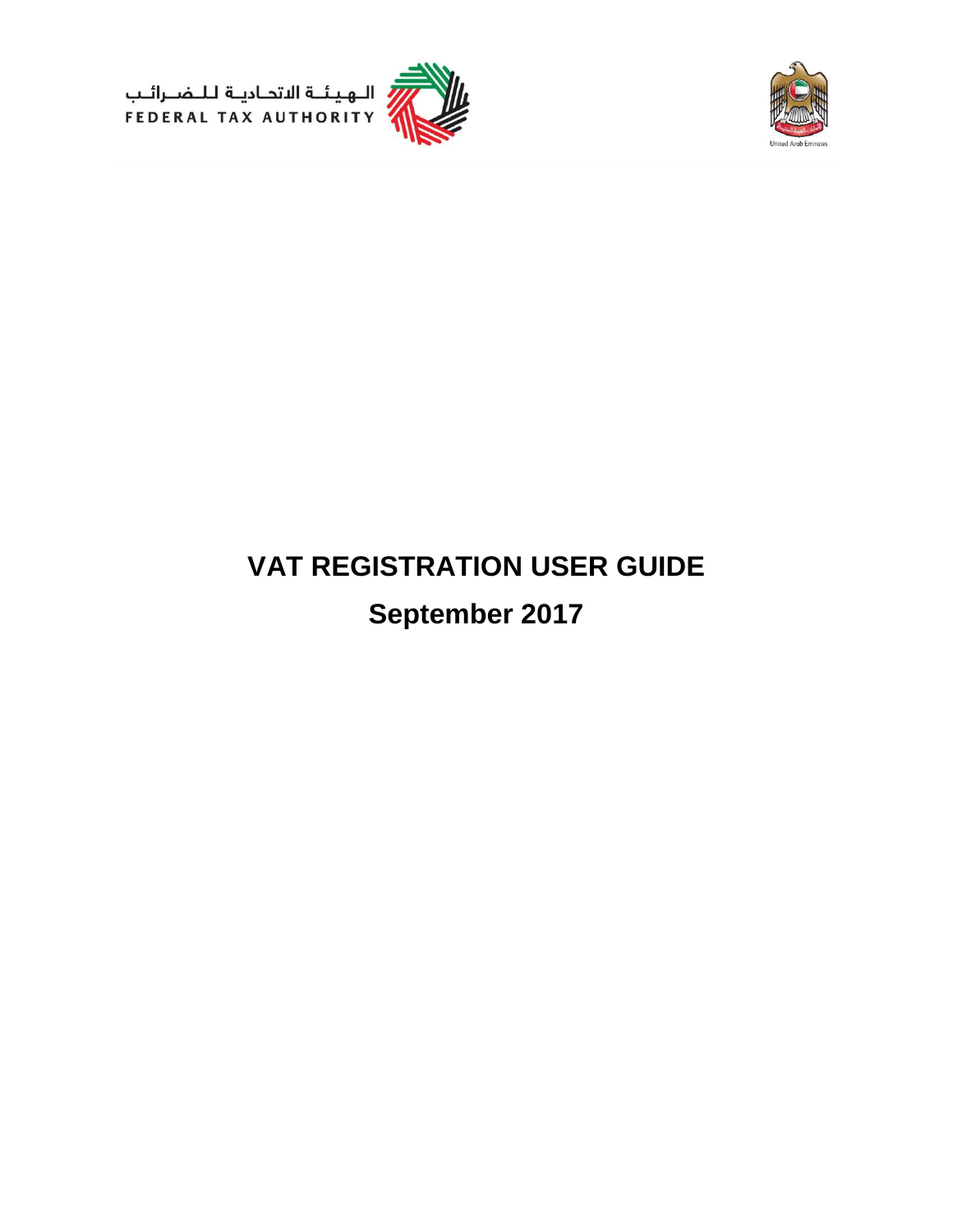الـهـيـئـة الاتحـاديـة لـلـضـرائـب
FEDERAL TAX AUTHORITY

United Arab Emirates

# VAT REGISTRATION USER GUIDE

## September 2017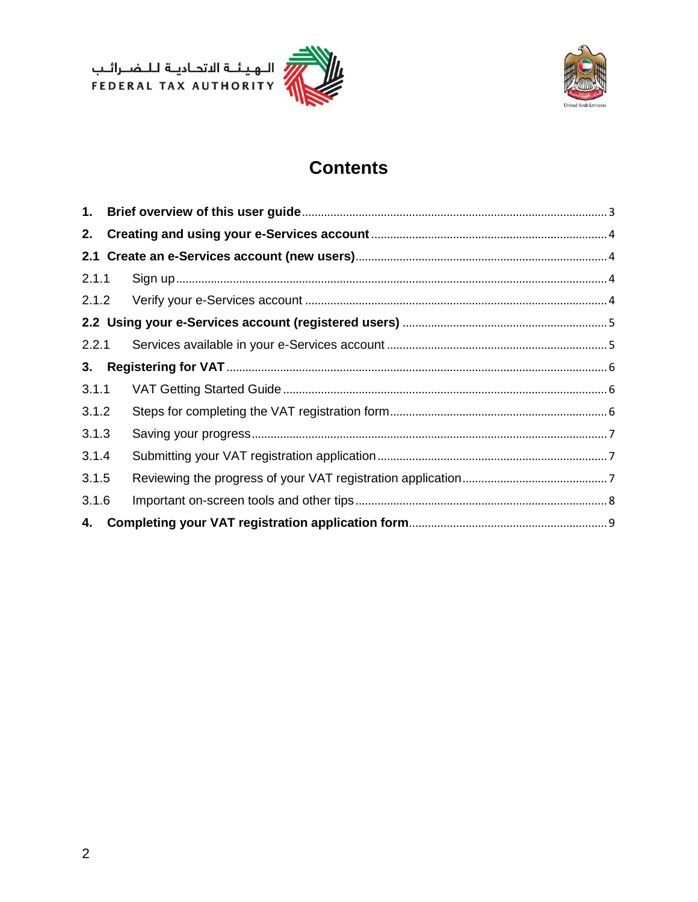# Contents

**1. Brief overview of this user guide** ........ 3

**2. Creating and using your e-Services account** ........ 4

**2.1 Create an e-Services account (new users)** ........ 4

2.1.1 Sign up ........ 4

2.1.2 Verify your e-Services account ........ 4

**2.2 Using your e-Services account (registered users)** ........ 5

2.2.1 Services available in your e-Services account ........ 5

**3. Registering for VAT** ........ 6

3.1.1 VAT Getting Started Guide ........ 6

3.1.2 Steps for completing the VAT registration form ........ 6

3.1.3 Saving your progress ........ 7

3.1.4 Submitting your VAT registration application ........ 7

3.1.5 Reviewing the progress of your VAT registration application ........ 7

3.1.6 Important on-screen tools and other tips ........ 8

**4. Completing your VAT registration application form** ........ 9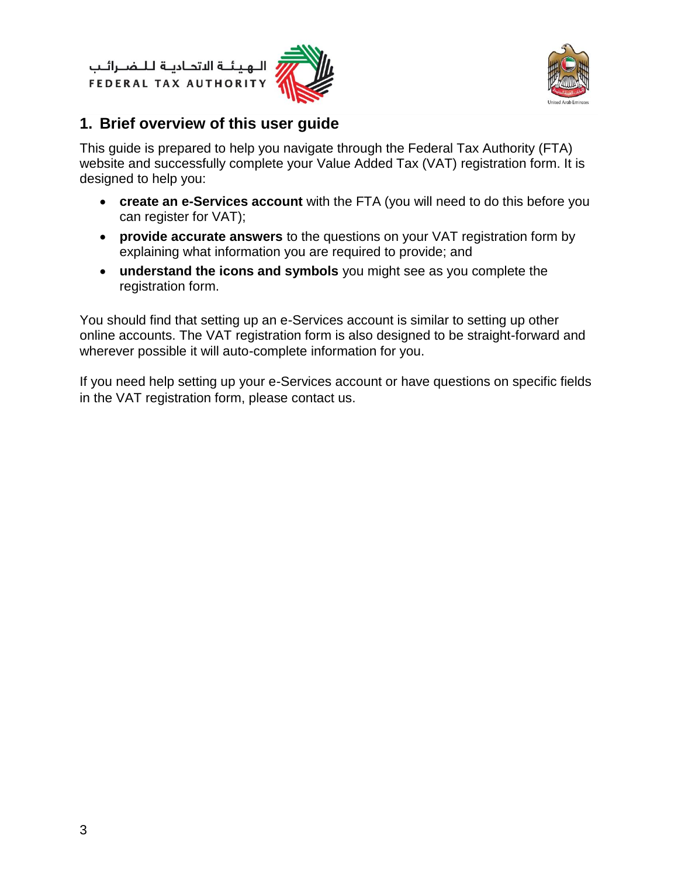## 1. Brief overview of this user guide

This guide is prepared to help you navigate through the Federal Tax Authority (FTA) website and successfully complete your Value Added Tax (VAT) registration form. It is designed to help you:

- **create an e-Services account** with the FTA (you will need to do this before you can register for VAT);
- **provide accurate answers** to the questions on your VAT registration form by explaining what information you are required to provide; and
- **understand the icons and symbols** you might see as you complete the registration form.

You should find that setting up an e-Services account is similar to setting up other online accounts. The VAT registration form is also designed to be straight-forward and wherever possible it will auto-complete information for you.

If you need help setting up your e-Services account or have questions on specific fields in the VAT registration form, please contact us.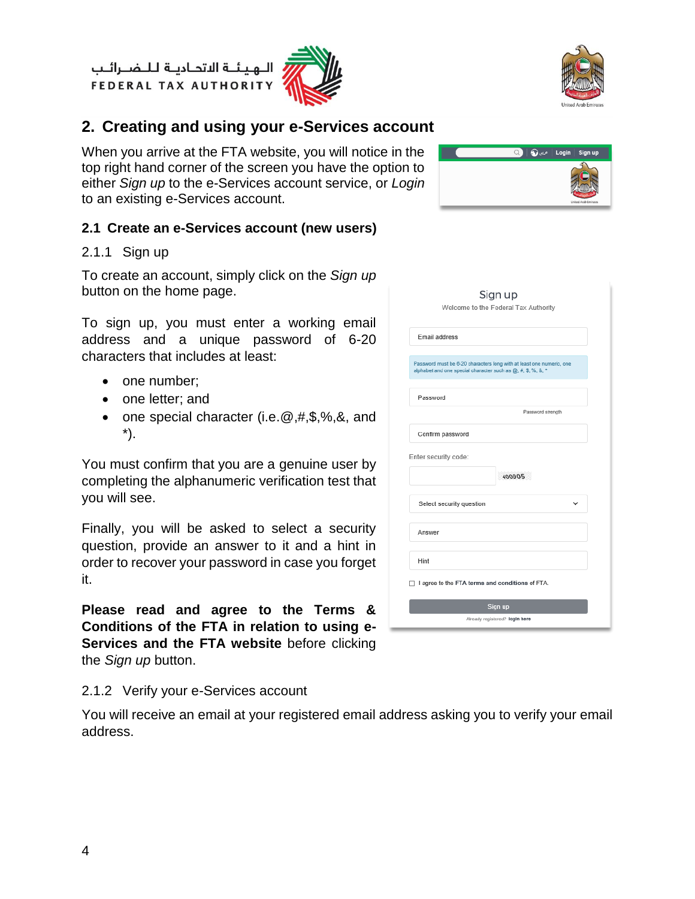## 2. Creating and using your e-Services account

When you arrive at the FTA website, you will notice in the top right hand corner of the screen you have the option to either *Sign up* to the e-Services account service, or *Login* to an existing e-Services account.

### 2.1 Create an e-Services account (new users)

#### 2.1.1 Sign up

To create an account, simply click on the *Sign up* button on the home page.

To sign up, you must enter a working email address and a unique password of 6-20 characters that includes at least:

- one number;
- one letter; and
- one special character (i.e.@,#,$,%,&, and *).

You must confirm that you are a genuine user by completing the alphanumeric verification test that you will see.

Finally, you will be asked to select a security question, provide an answer to it and a hint in order to recover your password in case you forget it.

**Please read and agree to the Terms & Conditions of the FTA in relation to using e-Services and the FTA website** before clicking the *Sign up* button.

#### 2.1.2 Verify your e-Services account

You will receive an email at your registered email address asking you to verify your email address.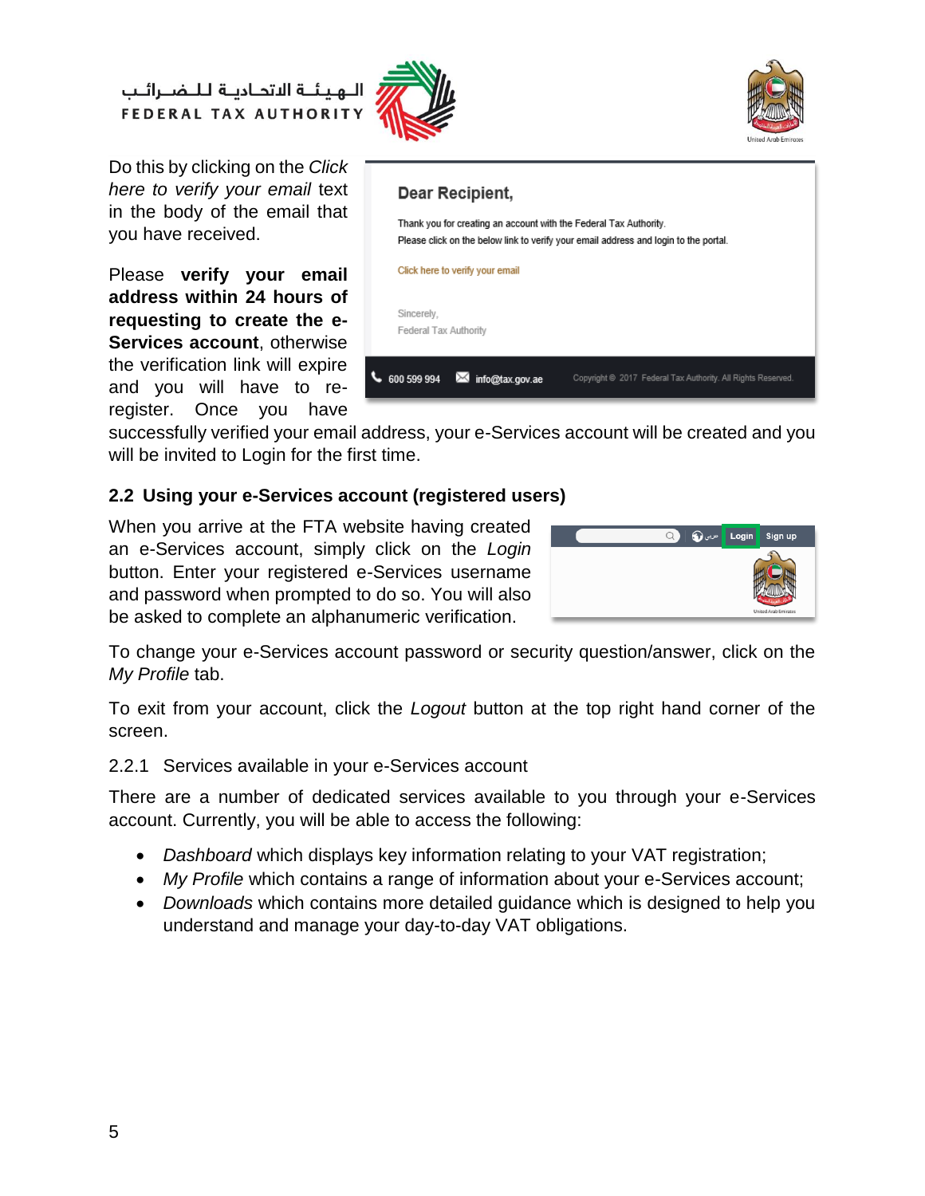Do this by clicking on the *Click here to verify your email* text in the body of the email that you have received.

Please **verify your email address within 24 hours of requesting to create the e-Services account**, otherwise the verification link will expire and you will have to re-register. Once you have successfully verified your email address, your e-Services account will be created and you will be invited to Login for the first time.

## 2.2 Using your e-Services account (registered users)

When you arrive at the FTA website having created an e-Services account, simply click on the *Login* button. Enter your registered e-Services username and password when prompted to do so. You will also be asked to complete an alphanumeric verification.

To change your e-Services account password or security question/answer, click on the *My Profile* tab.

To exit from your account, click the *Logout* button at the top right hand corner of the screen.

### 2.2.1 Services available in your e-Services account

There are a number of dedicated services available to you through your e-Services account. Currently, you will be able to access the following:

- *Dashboard* which displays key information relating to your VAT registration;
- *My Profile* which contains a range of information about your e-Services account;
- *Downloads* which contains more detailed guidance which is designed to help you understand and manage your day-to-day VAT obligations.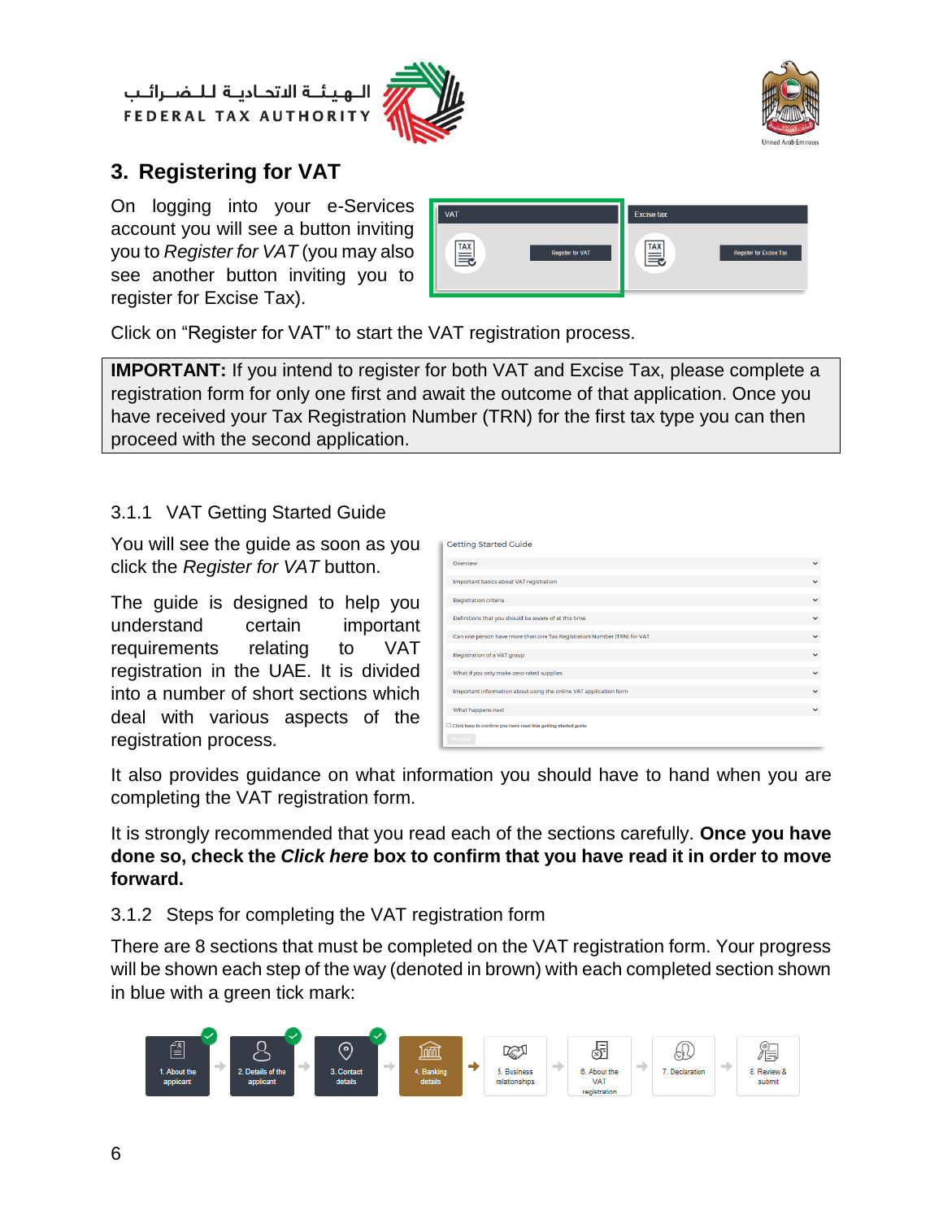## 3. Registering for VAT

On logging into your e-Services account you will see a button inviting you to *Register for VAT* (you may also see another button inviting you to register for Excise Tax).

Click on "Register for VAT" to start the VAT registration process.

> **IMPORTANT:** If you intend to register for both VAT and Excise Tax, please complete a registration form for only one first and await the outcome of that application. Once you have received your Tax Registration Number (TRN) for the first tax type you can then proceed with the second application.

### 3.1.1 VAT Getting Started Guide

You will see the guide as soon as you click the *Register for VAT* button.

The guide is designed to help you understand certain important requirements relating to VAT registration in the UAE. It is divided into a number of short sections which deal with various aspects of the registration process.

It also provides guidance on what information you should have to hand when you are completing the VAT registration form.

It is strongly recommended that you read each of the sections carefully. **Once you have done so, check the *Click here* box to confirm that you have read it in order to move forward.**

### 3.1.2 Steps for completing the VAT registration form

There are 8 sections that must be completed on the VAT registration form. Your progress will be shown each step of the way (denoted in brown) with each completed section shown in blue with a green tick mark: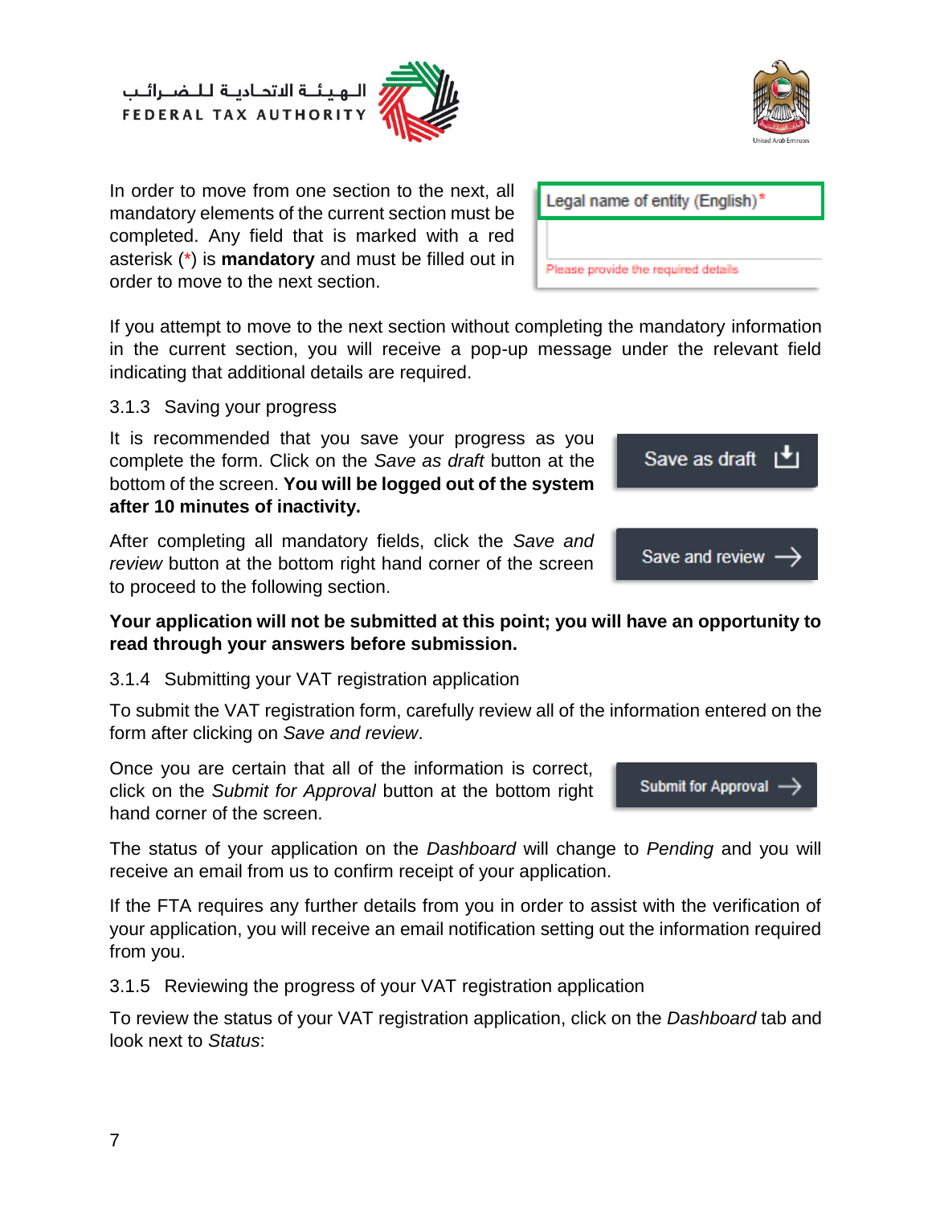In order to move from one section to the next, all mandatory elements of the current section must be completed. Any field that is marked with a red asterisk (*) is **mandatory** and must be filled out in order to move to the next section.

Legal name of entity (English)*

Please provide the required details

If you attempt to move to the next section without completing the mandatory information in the current section, you will receive a pop-up message under the relevant field indicating that additional details are required.

### 3.1.3 Saving your progress

It is recommended that you save your progress as you complete the form. Click on the *Save as draft* button at the bottom of the screen. **You will be logged out of the system after 10 minutes of inactivity.**

Save as draft

After completing all mandatory fields, click the *Save and review* button at the bottom right hand corner of the screen to proceed to the following section.

Save and review →

**Your application will not be submitted at this point; you will have an opportunity to read through your answers before submission.**

### 3.1.4 Submitting your VAT registration application

To submit the VAT registration form, carefully review all of the information entered on the form after clicking on *Save and review*.

Once you are certain that all of the information is correct, click on the *Submit for Approval* button at the bottom right hand corner of the screen.

Submit for Approval →

The status of your application on the *Dashboard* will change to *Pending* and you will receive an email from us to confirm receipt of your application.

If the FTA requires any further details from you in order to assist with the verification of your application, you will receive an email notification setting out the information required from you.

### 3.1.5 Reviewing the progress of your VAT registration application

To review the status of your VAT registration application, click on the *Dashboard* tab and look next to *Status*: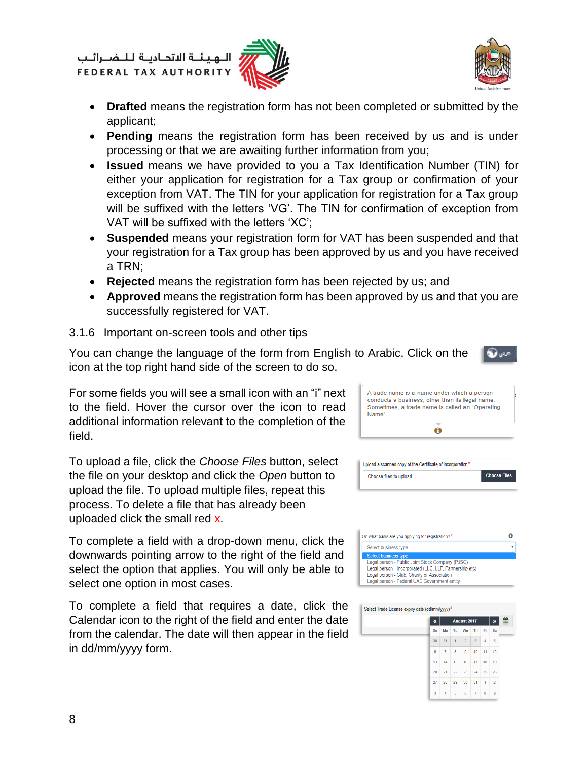- **Drafted** means the registration form has not been completed or submitted by the applicant;
- **Pending** means the registration form has been received by us and is under processing or that we are awaiting further information from you;
- **Issued** means we have provided to you a Tax Identification Number (TIN) for either your application for registration for a Tax group or confirmation of your exception from VAT. The TIN for your application for registration for a Tax group will be suffixed with the letters 'VG'. The TIN for confirmation of exception from VAT will be suffixed with the letters 'XC';
- **Suspended** means your registration form for VAT has been suspended and that your registration for a Tax group has been approved by us and you have received a TRN;
- **Rejected** means the registration form has been rejected by us; and
- **Approved** means the registration form has been approved by us and that you are successfully registered for VAT.

### 3.1.6 Important on-screen tools and other tips

You can change the language of the form from English to Arabic. Click on the icon at the top right hand side of the screen to do so.

For some fields you will see a small icon with an "i" next to the field. Hover the cursor over the icon to read additional information relevant to the completion of the field.

To upload a file, click the *Choose Files* button, select the file on your desktop and click the *Open* button to upload the file. To upload multiple files, repeat this process. To delete a file that has already been uploaded click the small red x.

To complete a field with a drop-down menu, click the downwards pointing arrow to the right of the field and select the option that applies. You will only be able to select one option in most cases.

To complete a field that requires a date, click the Calendar icon to the right of the field and enter the date from the calendar. The date will then appear in the field in dd/mm/yyyy form.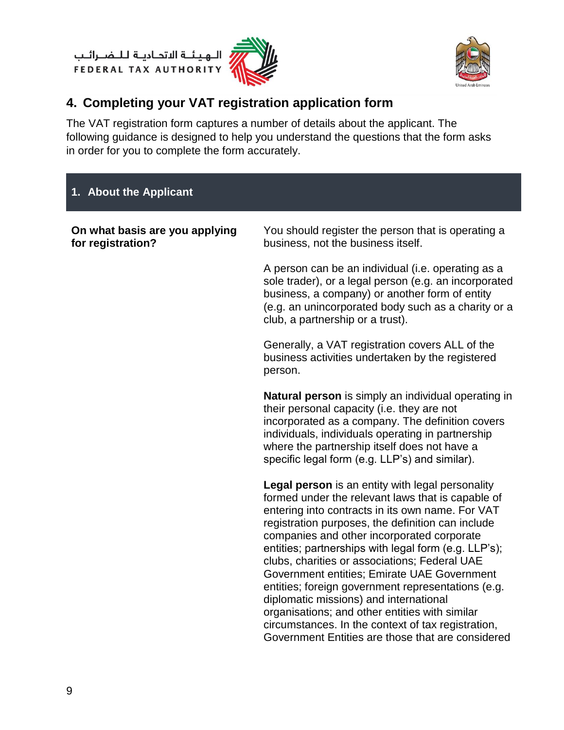## 4. Completing your VAT registration application form

The VAT registration form captures a number of details about the applicant. The following guidance is designed to help you understand the questions that the form asks in order for you to complete the form accurately.

| 1. About the Applicant | |
|---|---|
| **On what basis are you applying for registration?** | You should register the person that is operating a business, not the business itself.<br><br>A person can be an individual (i.e. operating as a sole trader), or a legal person (e.g. an incorporated business, a company) or another form of entity (e.g. an unincorporated body such as a charity or a club, a partnership or a trust).<br><br>Generally, a VAT registration covers ALL of the business activities undertaken by the registered person.<br><br>**Natural person** is simply an individual operating in their personal capacity (i.e. they are not incorporated as a company. The definition covers individuals, individuals operating in partnership where the partnership itself does not have a specific legal form (e.g. LLP's) and similar).<br><br>**Legal person** is an entity with legal personality formed under the relevant laws that is capable of entering into contracts in its own name. For VAT registration purposes, the definition can include companies and other incorporated corporate entities; partnerships with legal form (e.g. LLP's); clubs, charities or associations; Federal UAE Government entities; Emirate UAE Government entities; foreign government representations (e.g. diplomatic missions) and international organisations; and other entities with similar circumstances. In the context of tax registration, Government Entities are those that are considered |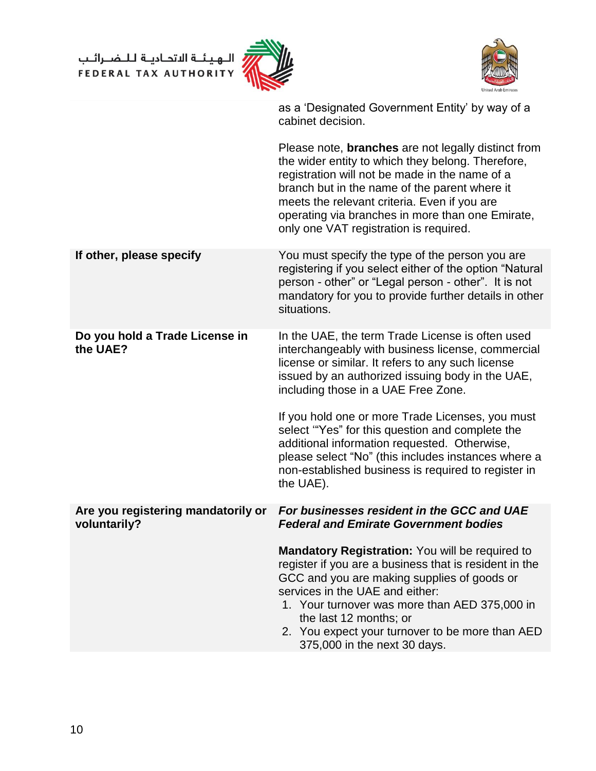| | |
|---|---|
| | as a 'Designated Government Entity' by way of a cabinet decision.<br><br>Please note, **branches** are not legally distinct from the wider entity to which they belong. Therefore, registration will not be made in the name of a branch but in the name of the parent where it meets the relevant criteria. Even if you are operating via branches in more than one Emirate, only one VAT registration is required. |
| **If other, please specify** | You must specify the type of the person you are registering if you select either of the option "Natural person - other" or "Legal person - other". It is not mandatory for you to provide further details in other situations. |
| **Do you hold a Trade License in the UAE?** | In the UAE, the term Trade License is often used interchangeably with business license, commercial license or similar. It refers to any such license issued by an authorized issuing body in the UAE, including those in a UAE Free Zone.<br><br>If you hold one or more Trade Licenses, you must select '"Yes" for this question and complete the additional information requested. Otherwise, please select "No" (this includes instances where a non-established business is required to register in the UAE). |
| **Are you registering mandatorily or voluntarily?** | ***For businesses resident in the GCC and UAE Federal and Emirate Government bodies***<br><br>**Mandatory Registration:** You will be required to register if you are a business that is resident in the GCC and you are making supplies of goods or services in the UAE and either:<br>1. Your turnover was more than AED 375,000 in the last 12 months; or<br>2. You expect your turnover to be more than AED 375,000 in the next 30 days. |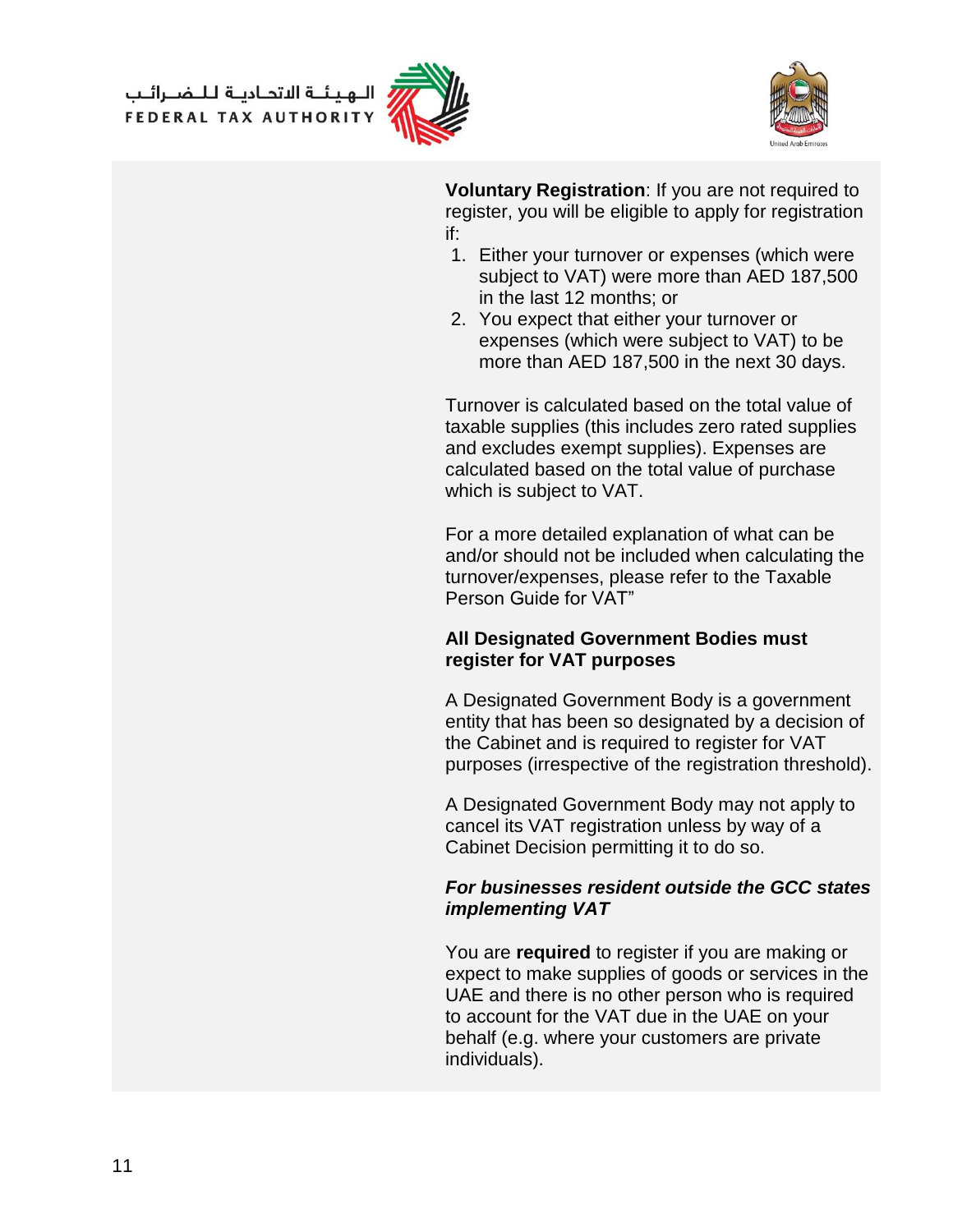**Voluntary Registration**: If you are not required to register, you will be eligible to apply for registration if:

1. Either your turnover or expenses (which were subject to VAT) were more than AED 187,500 in the last 12 months; or
2. You expect that either your turnover or expenses (which were subject to VAT) to be more than AED 187,500 in the next 30 days.

Turnover is calculated based on the total value of taxable supplies (this includes zero rated supplies and excludes exempt supplies). Expenses are calculated based on the total value of purchase which is subject to VAT.

For a more detailed explanation of what can be and/or should not be included when calculating the turnover/expenses, please refer to the Taxable Person Guide for VAT"

**All Designated Government Bodies must register for VAT purposes**

A Designated Government Body is a government entity that has been so designated by a decision of the Cabinet and is required to register for VAT purposes (irrespective of the registration threshold).

A Designated Government Body may not apply to cancel its VAT registration unless by way of a Cabinet Decision permitting it to do so.

***For businesses resident outside the GCC states implementing VAT***

You are **required** to register if you are making or expect to make supplies of goods or services in the UAE and there is no other person who is required to account for the VAT due in the UAE on your behalf (e.g. where your customers are private individuals).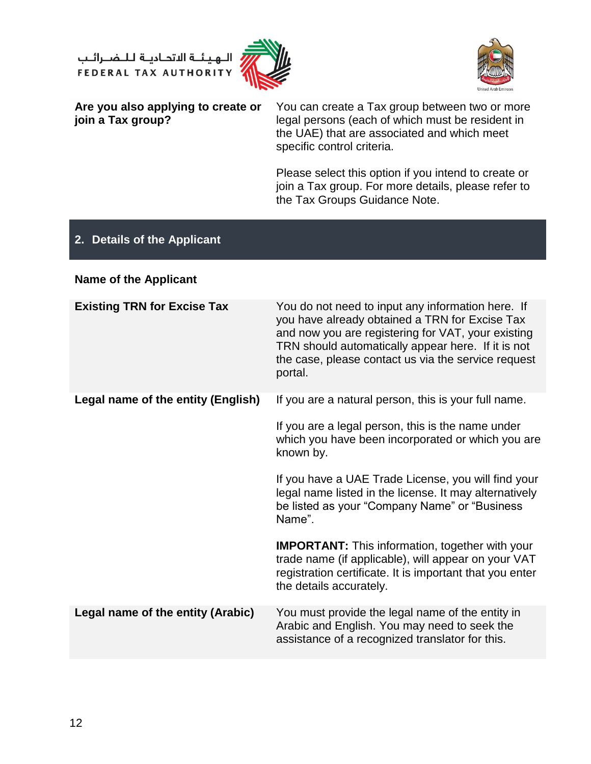| | |
|---|---|
| **Are you also applying to create or join a Tax group?** | You can create a Tax group between two or more legal persons (each of which must be resident in the UAE) that are associated and which meet specific control criteria.<br><br>Please select this option if you intend to create or join a Tax group. For more details, please refer to the Tax Groups Guidance Note. |

## 2. Details of the Applicant

**Name of the Applicant**

| | |
|---|---|
| **Existing TRN for Excise Tax** | You do not need to input any information here. If you have already obtained a TRN for Excise Tax and now you are registering for VAT, your existing TRN should automatically appear here. If it is not the case, please contact us via the service request portal. |
| **Legal name of the entity (English)** | If you are a natural person, this is your full name.<br><br>If you are a legal person, this is the name under which you have been incorporated or which you are known by.<br><br>If you have a UAE Trade License, you will find your legal name listed in the license. It may alternatively be listed as your "Company Name" or "Business Name".<br><br>**IMPORTANT:** This information, together with your trade name (if applicable), will appear on your VAT registration certificate. It is important that you enter the details accurately. |
| **Legal name of the entity (Arabic)** | You must provide the legal name of the entity in Arabic and English. You may need to seek the assistance of a recognized translator for this. |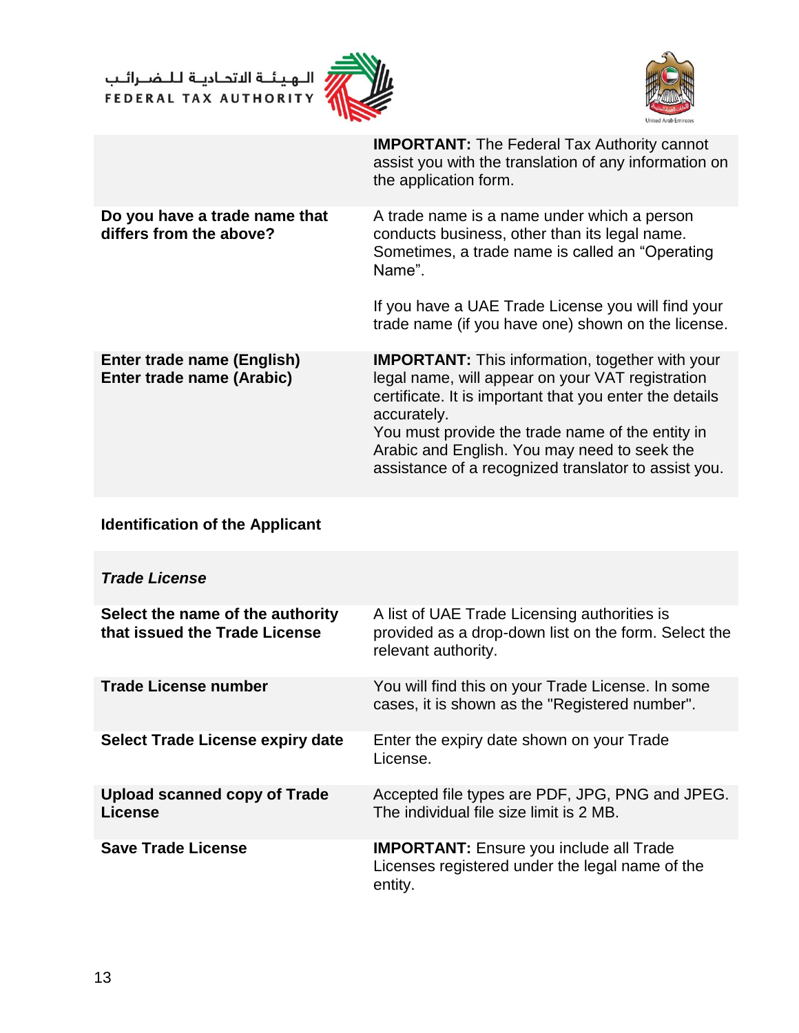| | |
|---|---|
| | **IMPORTANT:** The Federal Tax Authority cannot assist you with the translation of any information on the application form. |
| **Do you have a trade name that differs from the above?** | A trade name is a name under which a person conducts business, other than its legal name. Sometimes, a trade name is called an “Operating Name”.<br><br>If you have a UAE Trade License you will find your trade name (if you have one) shown on the license. |
| **Enter trade name (English)**<br>**Enter trade name (Arabic)** | **IMPORTANT:** This information, together with your legal name, will appear on your VAT registration certificate. It is important that you enter the details accurately.<br>You must provide the trade name of the entity in Arabic and English. You may need to seek the assistance of a recognized translator to assist you. |

**Identification of the Applicant**

| | |
|---|---|
| ***Trade License*** | |
| **Select the name of the authority that issued the Trade License** | A list of UAE Trade Licensing authorities is provided as a drop-down list on the form. Select the relevant authority. |
| **Trade License number** | You will find this on your Trade License. In some cases, it is shown as the "Registered number". |
| **Select Trade License expiry date** | Enter the expiry date shown on your Trade License. |
| **Upload scanned copy of Trade License** | Accepted file types are PDF, JPG, PNG and JPEG. The individual file size limit is 2 MB. |
| **Save Trade License** | **IMPORTANT:** Ensure you include all Trade Licenses registered under the legal name of the entity. |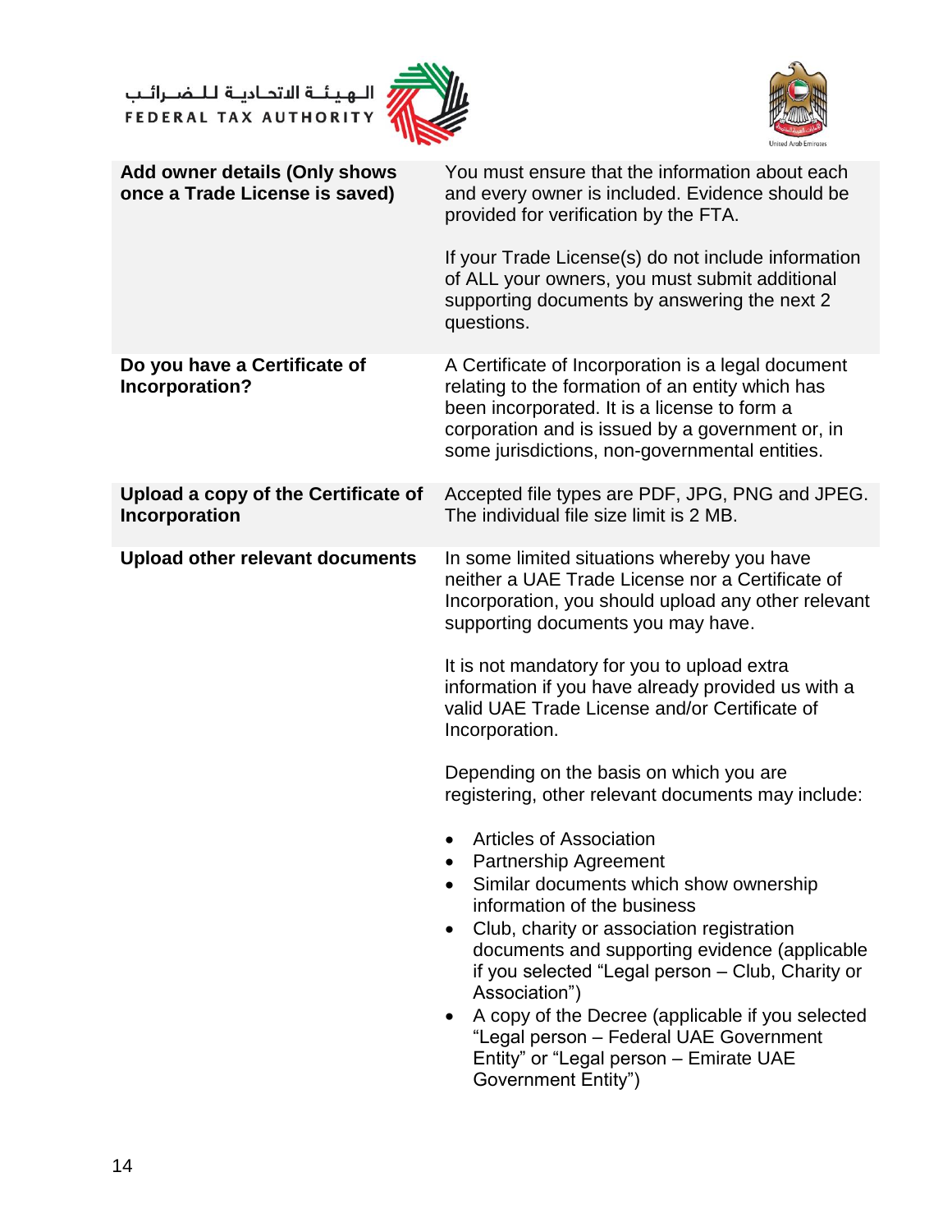| | |
|---|---|
| **Add owner details (Only shows once a Trade License is saved)** | You must ensure that the information about each and every owner is included. Evidence should be provided for verification by the FTA.<br><br>If your Trade License(s) do not include information of ALL your owners, you must submit additional supporting documents by answering the next 2 questions. |
| **Do you have a Certificate of Incorporation?** | A Certificate of Incorporation is a legal document relating to the formation of an entity which has been incorporated. It is a license to form a corporation and is issued by a government or, in some jurisdictions, non-governmental entities. |
| **Upload a copy of the Certificate of Incorporation** | Accepted file types are PDF, JPG, PNG and JPEG. The individual file size limit is 2 MB. |
| **Upload other relevant documents** | In some limited situations whereby you have neither a UAE Trade License nor a Certificate of Incorporation, you should upload any other relevant supporting documents you may have.<br><br>It is not mandatory for you to upload extra information if you have already provided us with a valid UAE Trade License and/or Certificate of Incorporation.<br><br>Depending on the basis on which you are registering, other relevant documents may include:<br><br>• Articles of Association<br>• Partnership Agreement<br>• Similar documents which show ownership information of the business<br>• Club, charity or association registration documents and supporting evidence (applicable if you selected "Legal person – Club, Charity or Association")<br>• A copy of the Decree (applicable if you selected "Legal person – Federal UAE Government Entity" or "Legal person – Emirate UAE Government Entity") |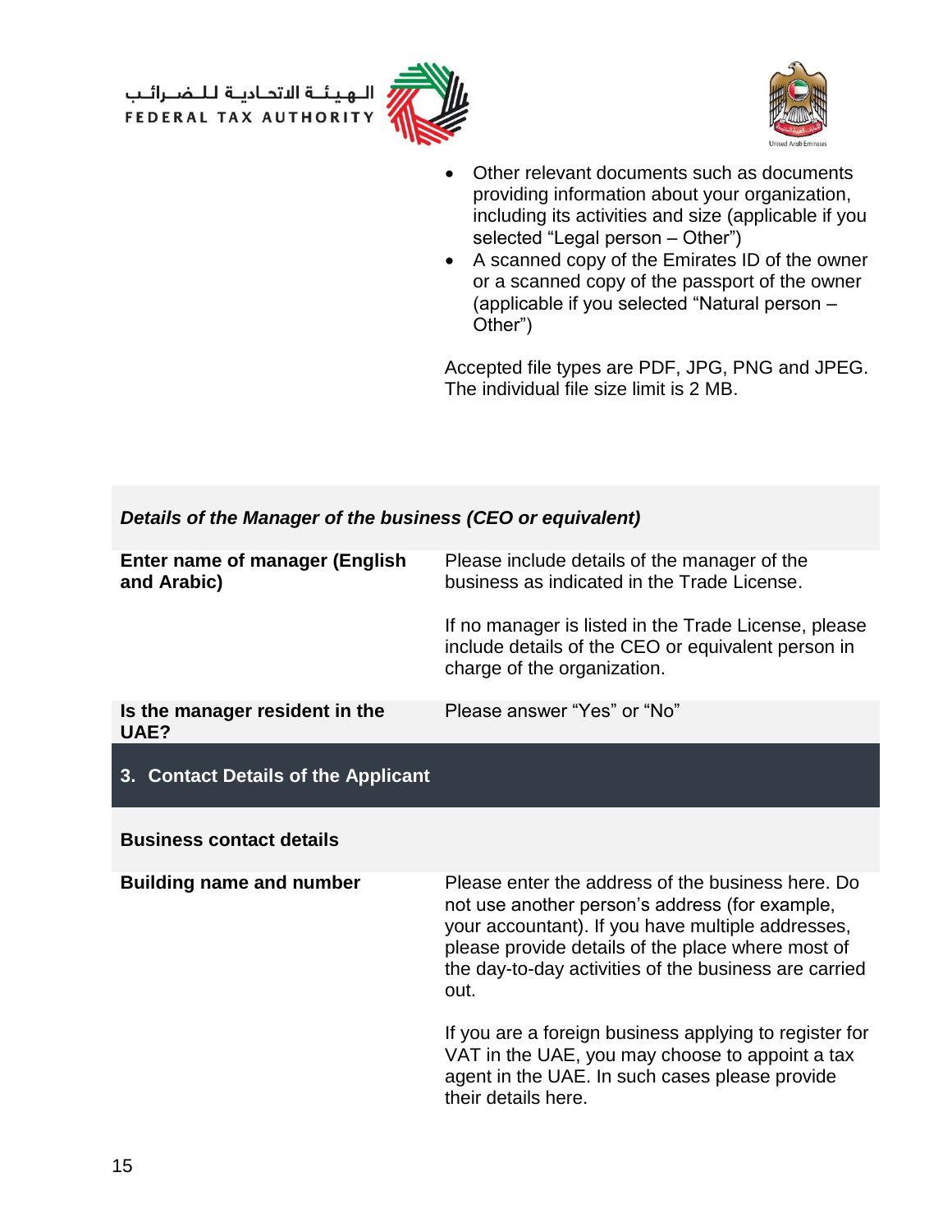| | |
|---|---|
| | - Other relevant documents such as documents providing information about your organization, including its activities and size (applicable if you selected "Legal person – Other")<br>- A scanned copy of the Emirates ID of the owner or a scanned copy of the passport of the owner (applicable if you selected "Natural person – Other")<br><br>Accepted file types are PDF, JPG, PNG and JPEG. The individual file size limit is 2 MB. |
| ***Details of the Manager of the business (CEO or equivalent)*** | |
| **Enter name of manager (English and Arabic)** | Please include details of the manager of the business as indicated in the Trade License.<br><br>If no manager is listed in the Trade License, please include details of the CEO or equivalent person in charge of the organization. |
| **Is the manager resident in the UAE?** | Please answer "Yes" or "No" |
| **3. Contact Details of the Applicant** | |
| **Business contact details** | |
| **Building name and number** | Please enter the address of the business here. Do not use another person's address (for example, your accountant). If you have multiple addresses, please provide details of the place where most of the day-to-day activities of the business are carried out.<br><br>If you are a foreign business applying to register for VAT in the UAE, you may choose to appoint a tax agent in the UAE. In such cases please provide their details here. |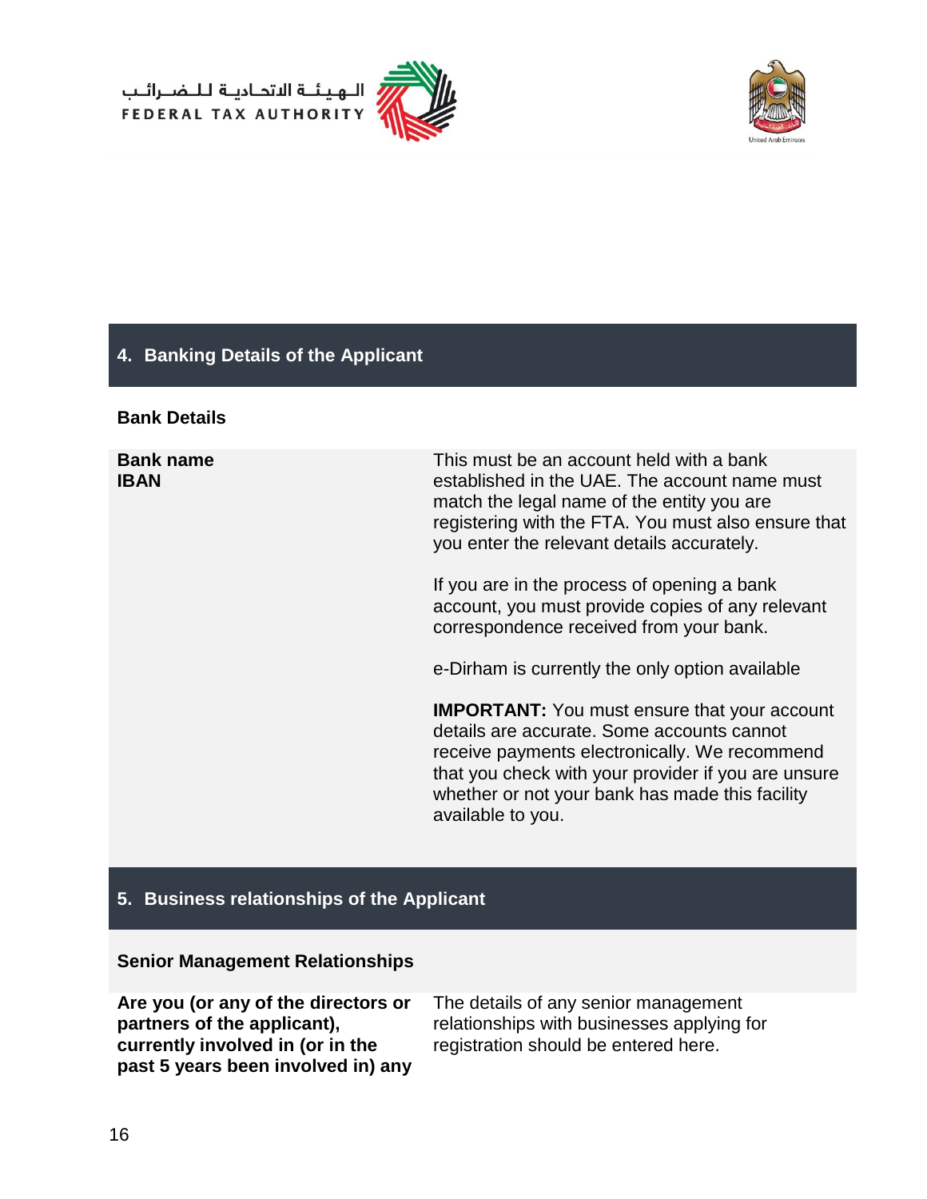## 4. Banking Details of the Applicant

**Bank Details**

| | |
|---|---|
| **Bank name**<br>**IBAN** | This must be an account held with a bank established in the UAE. The account name must match the legal name of the entity you are registering with the FTA. You must also ensure that you enter the relevant details accurately.<br><br>If you are in the process of opening a bank account, you must provide copies of any relevant correspondence received from your bank.<br><br>e-Dirham is currently the only option available<br><br>**IMPORTANT:** You must ensure that your account details are accurate. Some accounts cannot receive payments electronically. We recommend that you check with your provider if you are unsure whether or not your bank has made this facility available to you. |

## 5. Business relationships of the Applicant

**Senior Management Relationships**

| | |
|---|---|
| **Are you (or any of the directors or partners of the applicant), currently involved in (or in the past 5 years been involved in) any** | The details of any senior management relationships with businesses applying for registration should be entered here. |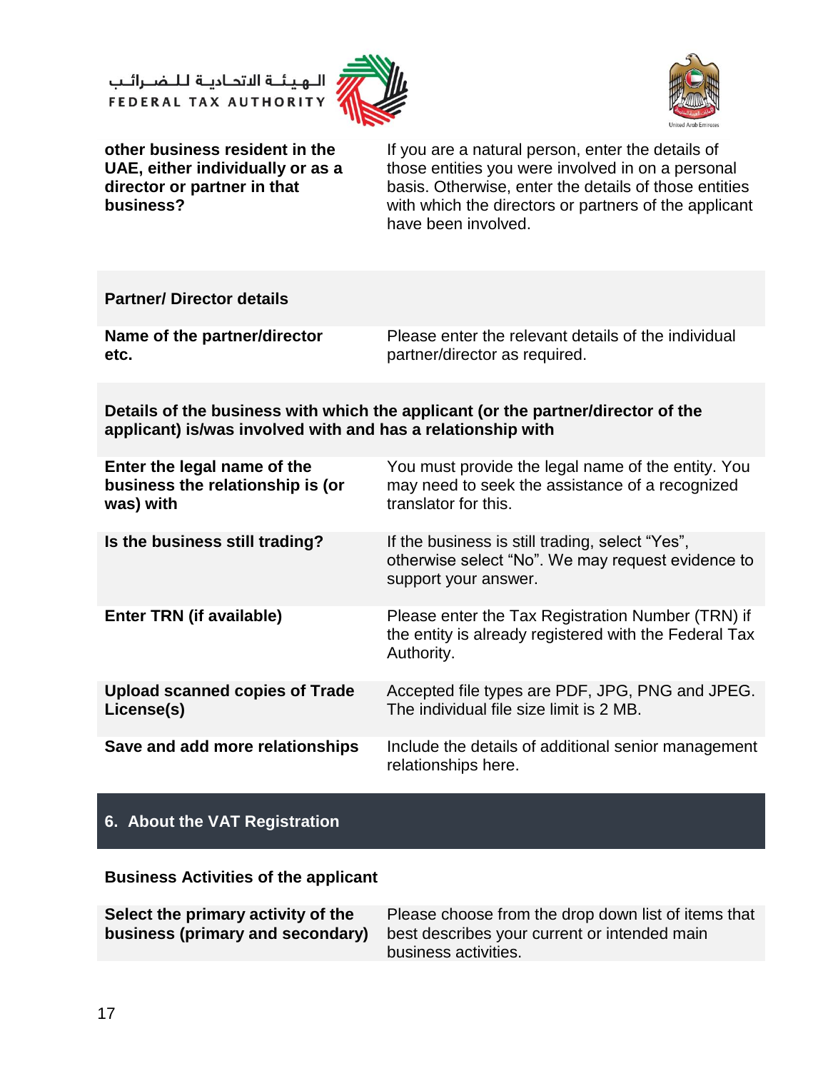| | |
|---|---|
| **other business resident in the UAE, either individually or as a director or partner in that business?** | If you are a natural person, enter the details of those entities you were involved in on a personal basis. Otherwise, enter the details of those entities with which the directors or partners of the applicant have been involved. |

| **Partner/ Director details** | |
|---|---|
| **Name of the partner/director etc.** | Please enter the relevant details of the individual partner/director as required. |

| **Details of the business with which the applicant (or the partner/director of the applicant) is/was involved with and has a relationship with** | |
|---|---|
| **Enter the legal name of the business the relationship is (or was) with** | You must provide the legal name of the entity. You may need to seek the assistance of a recognized translator for this. |
| **Is the business still trading?** | If the business is still trading, select "Yes", otherwise select "No". We may request evidence to support your answer. |
| **Enter TRN (if available)** | Please enter the Tax Registration Number (TRN) if the entity is already registered with the Federal Tax Authority. |
| **Upload scanned copies of Trade License(s)** | Accepted file types are PDF, JPG, PNG and JPEG. The individual file size limit is 2 MB. |
| **Save and add more relationships** | Include the details of additional senior management relationships here. |

## 6. About the VAT Registration

| **Business Activities of the applicant** | |
|---|---|
| **Select the primary activity of the business (primary and secondary)** | Please choose from the drop down list of items that best describes your current or intended main business activities. |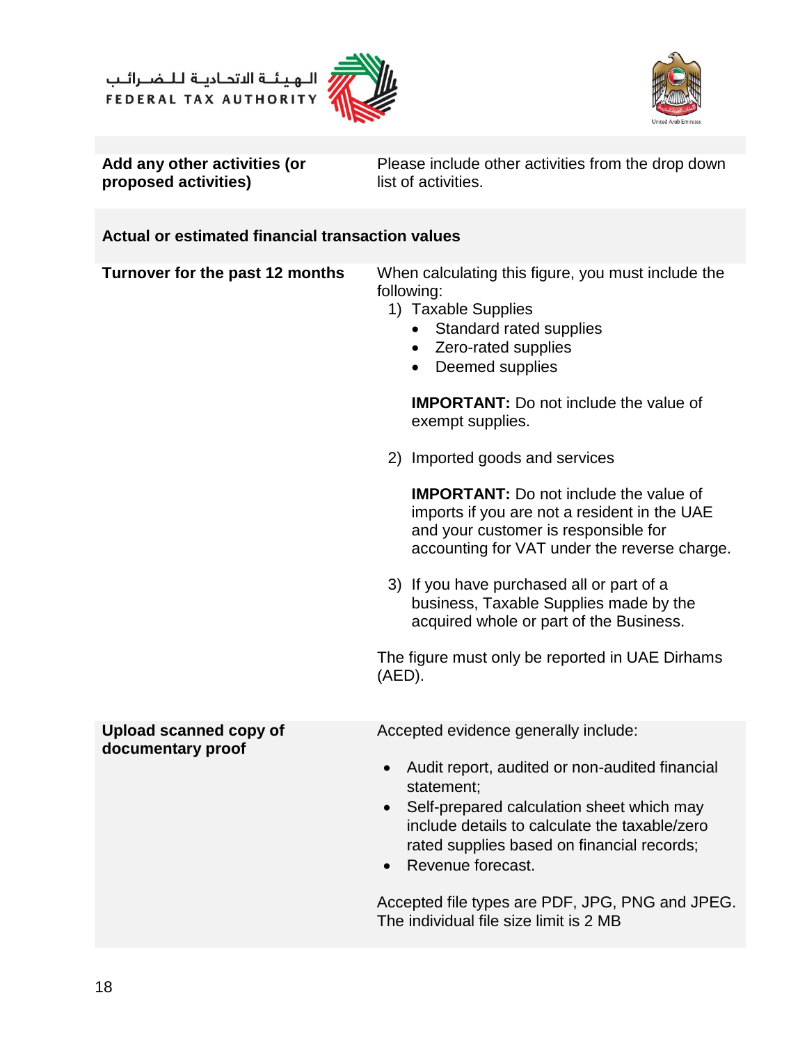| | |
|---|---|
| **Add any other activities (or proposed activities)** | Please include other activities from the drop down list of activities. |
| **Actual or estimated financial transaction values** | |
| **Turnover for the past 12 months** | When calculating this figure, you must include the following:<br>1) Taxable Supplies<br>• Standard rated supplies<br>• Zero-rated supplies<br>• Deemed supplies<br><br>**IMPORTANT:** Do not include the value of exempt supplies.<br><br>2) Imported goods and services<br><br>**IMPORTANT:** Do not include the value of imports if you are not a resident in the UAE and your customer is responsible for accounting for VAT under the reverse charge.<br><br>3) If you have purchased all or part of a business, Taxable Supplies made by the acquired whole or part of the Business.<br><br>The figure must only be reported in UAE Dirhams (AED). |
| **Upload scanned copy of documentary proof** | Accepted evidence generally include:<br><br>• Audit report, audited or non-audited financial statement;<br>• Self-prepared calculation sheet which may include details to calculate the taxable/zero rated supplies based on financial records;<br>• Revenue forecast.<br><br>Accepted file types are PDF, JPG, PNG and JPEG. The individual file size limit is 2 MB |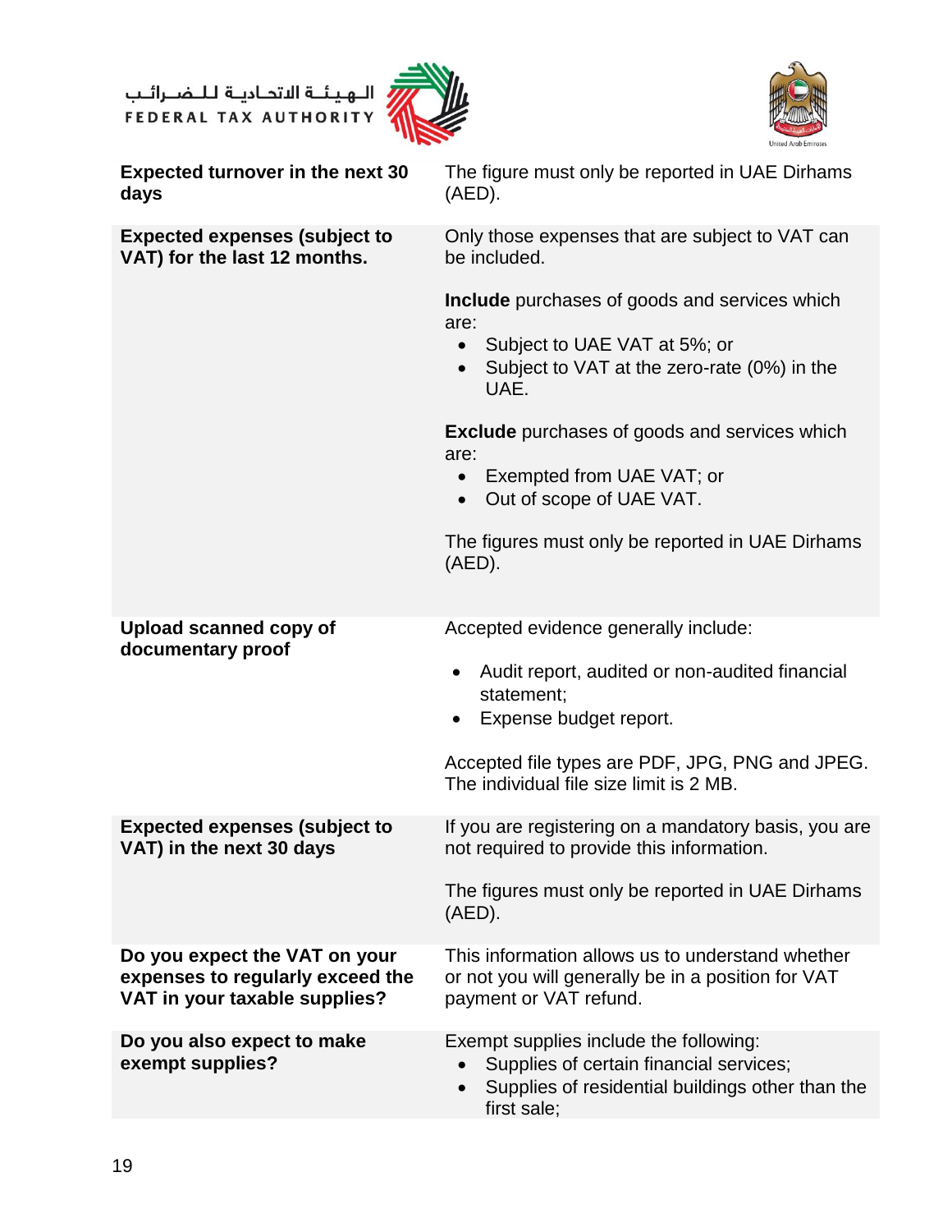| | |
|---|---|
| **Expected turnover in the next 30 days** | The figure must only be reported in UAE Dirhams (AED). |
| **Expected expenses (subject to VAT) for the last 12 months.** | Only those expenses that are subject to VAT can be included.<br><br>**Include** purchases of goods and services which are:<br>• Subject to UAE VAT at 5%; or<br>• Subject to VAT at the zero-rate (0%) in the UAE.<br><br>**Exclude** purchases of goods and services which are:<br>• Exempted from UAE VAT; or<br>• Out of scope of UAE VAT.<br><br>The figures must only be reported in UAE Dirhams (AED). |
| **Upload scanned copy of documentary proof** | Accepted evidence generally include:<br>• Audit report, audited or non-audited financial statement;<br>• Expense budget report.<br><br>Accepted file types are PDF, JPG, PNG and JPEG. The individual file size limit is 2 MB. |
| **Expected expenses (subject to VAT) in the next 30 days** | If you are registering on a mandatory basis, you are not required to provide this information.<br><br>The figures must only be reported in UAE Dirhams (AED). |
| **Do you expect the VAT on your expenses to regularly exceed the VAT in your taxable supplies?** | This information allows us to understand whether or not you will generally be in a position for VAT payment or VAT refund. |
| **Do you also expect to make exempt supplies?** | Exempt supplies include the following:<br>• Supplies of certain financial services;<br>• Supplies of residential buildings other than the first sale; |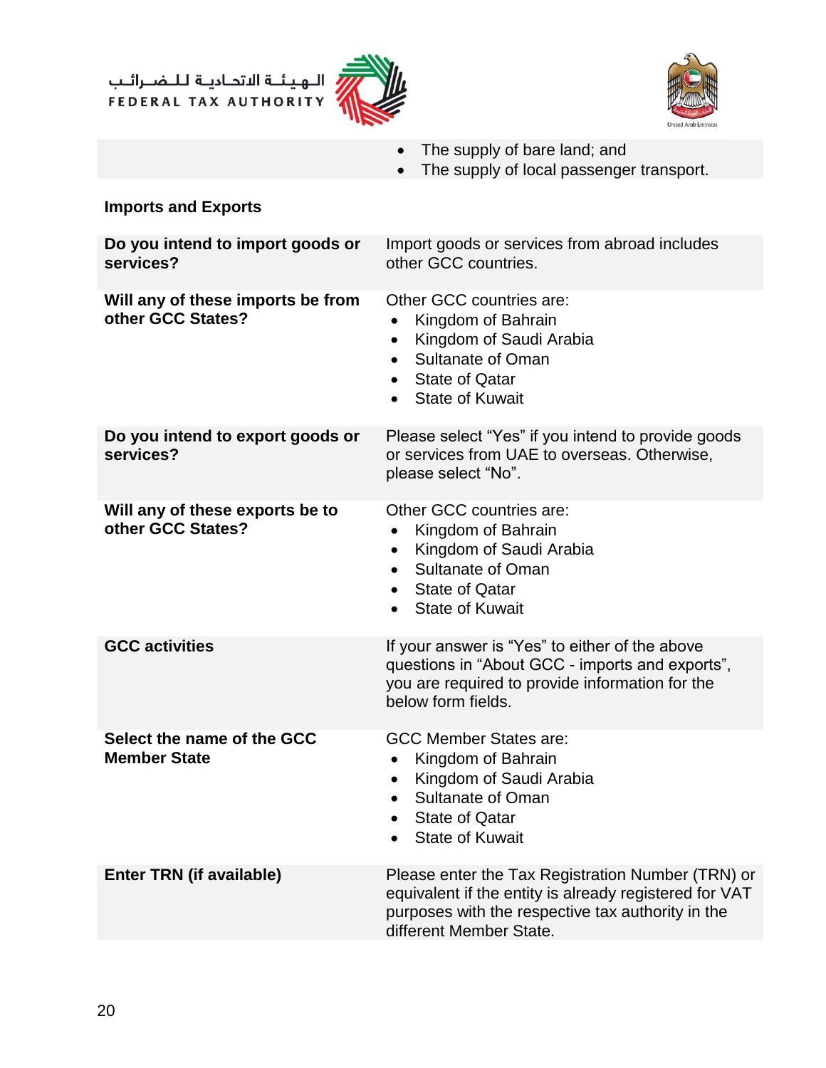| | |
|---|---|
| | • The supply of bare land; and<br>• The supply of local passenger transport. |

**Imports and Exports**

| | |
|---|---|
| **Do you intend to import goods or services?** | Import goods or services from abroad includes other GCC countries. |
| **Will any of these imports be from other GCC States?** | Other GCC countries are:<br>• Kingdom of Bahrain<br>• Kingdom of Saudi Arabia<br>• Sultanate of Oman<br>• State of Qatar<br>• State of Kuwait |
| **Do you intend to export goods or services?** | Please select "Yes" if you intend to provide goods or services from UAE to overseas. Otherwise, please select "No". |
| **Will any of these exports be to other GCC States?** | Other GCC countries are:<br>• Kingdom of Bahrain<br>• Kingdom of Saudi Arabia<br>• Sultanate of Oman<br>• State of Qatar<br>• State of Kuwait |
| **GCC activities** | If your answer is "Yes" to either of the above questions in "About GCC - imports and exports", you are required to provide information for the below form fields. |
| **Select the name of the GCC Member State** | GCC Member States are:<br>• Kingdom of Bahrain<br>• Kingdom of Saudi Arabia<br>• Sultanate of Oman<br>• State of Qatar<br>• State of Kuwait |
| **Enter TRN (if available)** | Please enter the Tax Registration Number (TRN) or equivalent if the entity is already registered for VAT purposes with the respective tax authority in the different Member State. |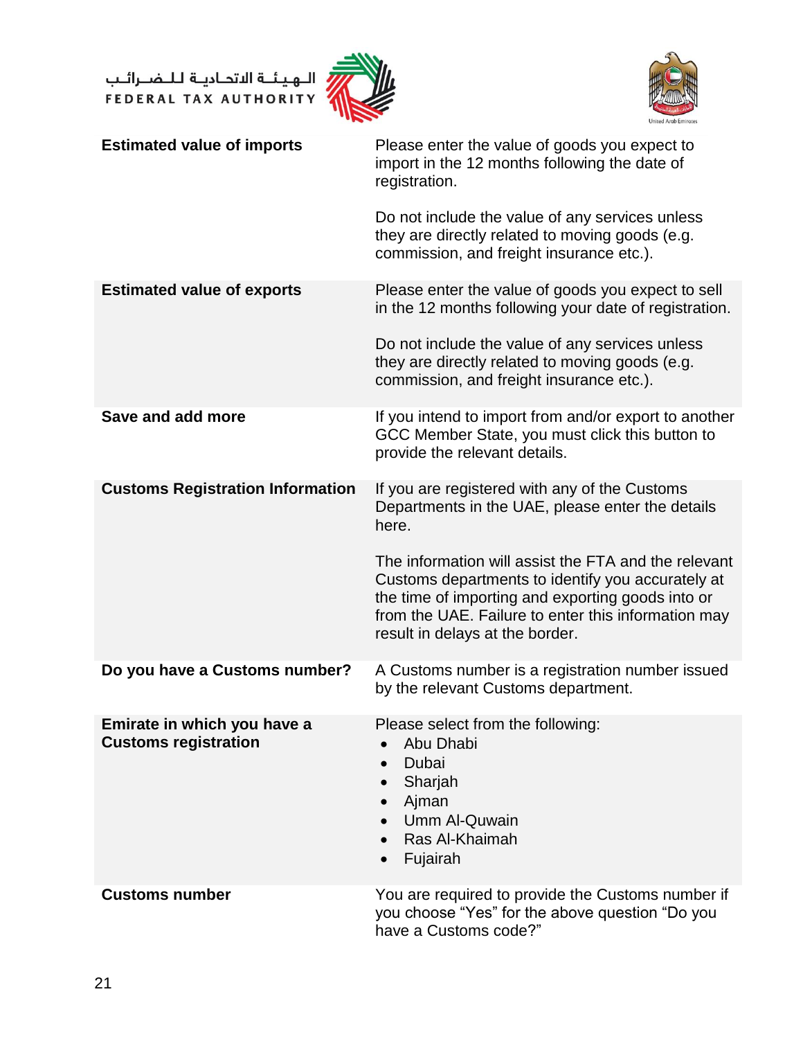| | |
|---|---|
| **Estimated value of imports** | Please enter the value of goods you expect to import in the 12 months following the date of registration.<br><br>Do not include the value of any services unless they are directly related to moving goods (e.g. commission, and freight insurance etc.). |
| **Estimated value of exports** | Please enter the value of goods you expect to sell in the 12 months following your date of registration.<br><br>Do not include the value of any services unless they are directly related to moving goods (e.g. commission, and freight insurance etc.). |
| **Save and add more** | If you intend to import from and/or export to another GCC Member State, you must click this button to provide the relevant details. |
| **Customs Registration Information** | If you are registered with any of the Customs Departments in the UAE, please enter the details here.<br><br>The information will assist the FTA and the relevant Customs departments to identify you accurately at the time of importing and exporting goods into or from the UAE. Failure to enter this information may result in delays at the border. |
| **Do you have a Customs number?** | A Customs number is a registration number issued by the relevant Customs department. |
| **Emirate in which you have a Customs registration** | Please select from the following:<br>• Abu Dhabi<br>• Dubai<br>• Sharjah<br>• Ajman<br>• Umm Al-Quwain<br>• Ras Al-Khaimah<br>• Fujairah |
| **Customs number** | You are required to provide the Customs number if you choose "Yes" for the above question "Do you have a Customs code?" |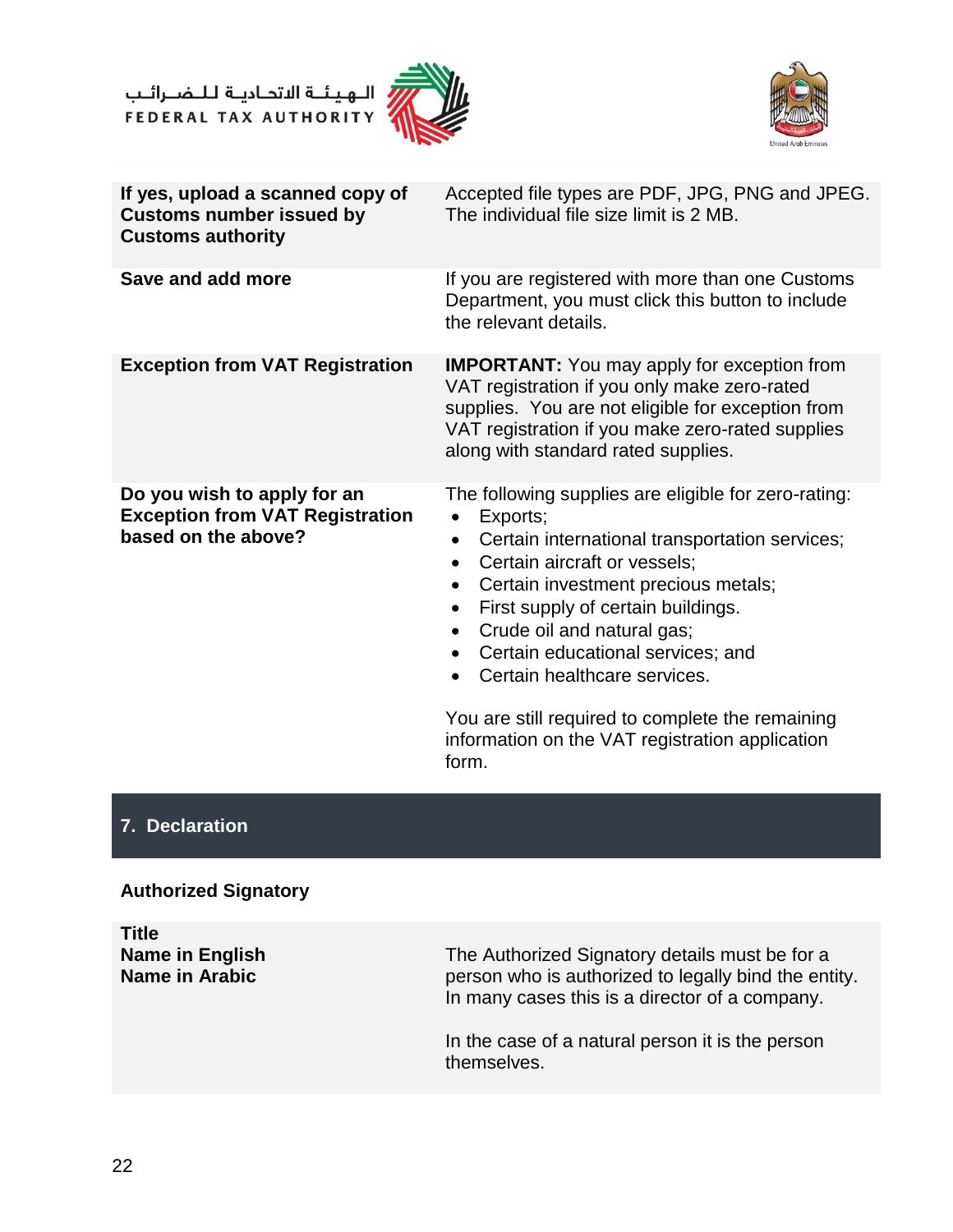| | |
|---|---|
| **If yes, upload a scanned copy of Customs number issued by Customs authority** | Accepted file types are PDF, JPG, PNG and JPEG. The individual file size limit is 2 MB. |
| **Save and add more** | If you are registered with more than one Customs Department, you must click this button to include the relevant details. |
| **Exception from VAT Registration** | **IMPORTANT:** You may apply for exception from VAT registration if you only make zero-rated supplies. You are not eligible for exception from VAT registration if you make zero-rated supplies along with standard rated supplies. |
| **Do you wish to apply for an Exception from VAT Registration based on the above?** | The following supplies are eligible for zero-rating:<br>• Exports;<br>• Certain international transportation services;<br>• Certain aircraft or vessels;<br>• Certain investment precious metals;<br>• First supply of certain buildings.<br>• Crude oil and natural gas;<br>• Certain educational services; and<br>• Certain healthcare services.<br><br>You are still required to complete the remaining information on the VAT registration application form. |

## 7. Declaration

### Authorized Signatory

| | |
|---|---|
| **Title**<br>**Name in English**<br>**Name in Arabic** | The Authorized Signatory details must be for a person who is authorized to legally bind the entity. In many cases this is a director of a company.<br><br>In the case of a natural person it is the person themselves. |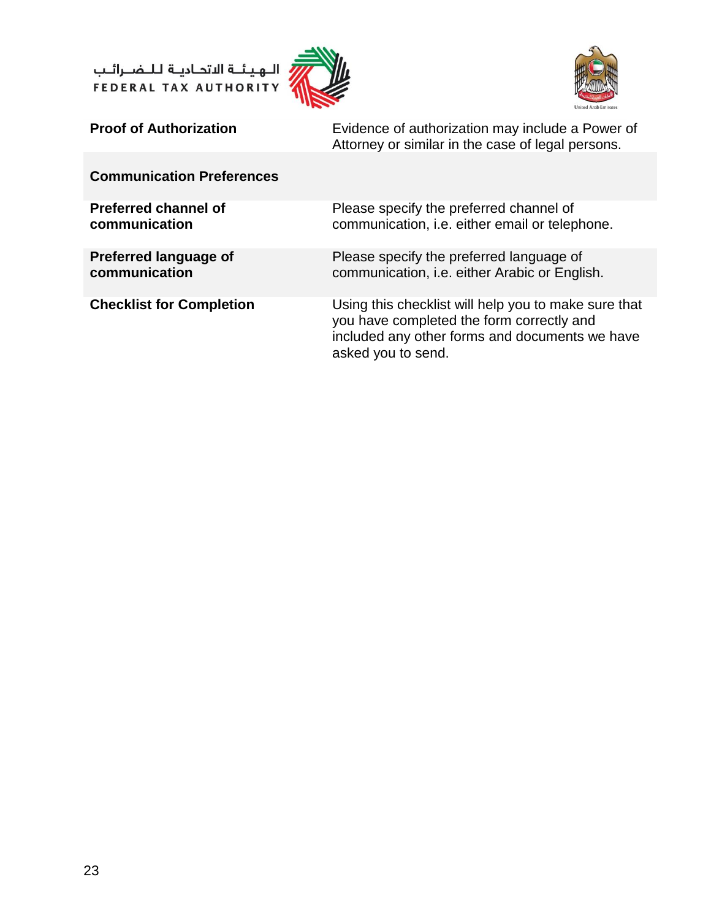| | |
|---|---|
| **Proof of Authorization** | Evidence of authorization may include a Power of Attorney or similar in the case of legal persons. |
| **Communication Preferences** | |
| **Preferred channel of communication** | Please specify the preferred channel of communication, i.e. either email or telephone. |
| **Preferred language of communication** | Please specify the preferred language of communication, i.e. either Arabic or English. |
| **Checklist for Completion** | Using this checklist will help you to make sure that you have completed the form correctly and included any other forms and documents we have asked you to send. |